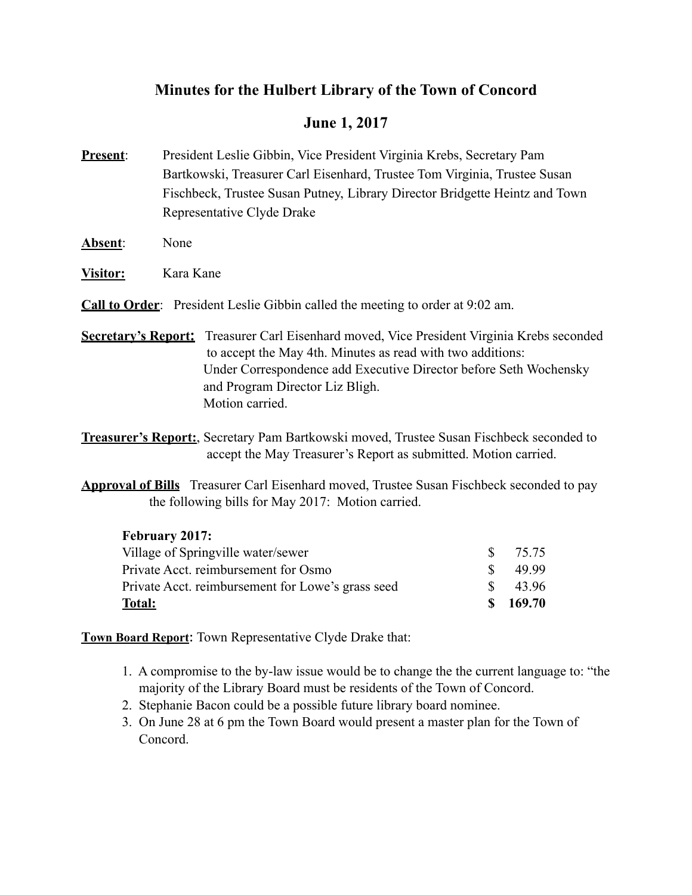# Minutes for the Hulbert Library of the Town of Concord

## June 1, 2017

**Present**: President Leslie Gibbin, Vice President Virginia Krebs, Secretary Pam Bartkowski, Treasurer Carl Eisenhard, Trustee Tom Virginia, Trustee Susan Fischbeck, Trustee Susan Putney, Library Director Bridgette Heintz and Town Representative Clyde Drake

**Absent**: None

**Visitor:** Kara Kane

**Call to Order**: President Leslie Gibbin called the meeting to order at 9:02 am.

**Secretary's Report:** Treasurer Carl Eisenhard moved, Vice President Virginia Krebs seconded to accept the May 4th. Minutes as read with two additions:
Under Correspondence add Executive Director before Seth Wochensky and Program Director Liz Bligh.
Motion carried.

**Treasurer's Report:**, Secretary Pam Bartkowski moved, Trustee Susan Fischbeck seconded to accept the May Treasurer's Report as submitted. Motion carried.

**Approval of Bills** Treasurer Carl Eisenhard moved, Trustee Susan Fischbeck seconded to pay the following bills for May 2017: Motion carried.

| **February 2017:** | |
|---|---|
| Village of Springville water/sewer | $ 75.75 |
| Private Acct. reimbursement for Osmo | $ 49.99 |
| Private Acct. reimbursement for Lowe's grass seed | $ 43.96 |
| **Total:** | **$ 169.70** |

**Town Board Report:** Town Representative Clyde Drake that:

1. A compromise to the by-law issue would be to change the the current language to: "the majority of the Library Board must be residents of the Town of Concord.
2. Stephanie Bacon could be a possible future library board nominee.
3. On June 28 at 6 pm the Town Board would present a master plan for the Town of Concord.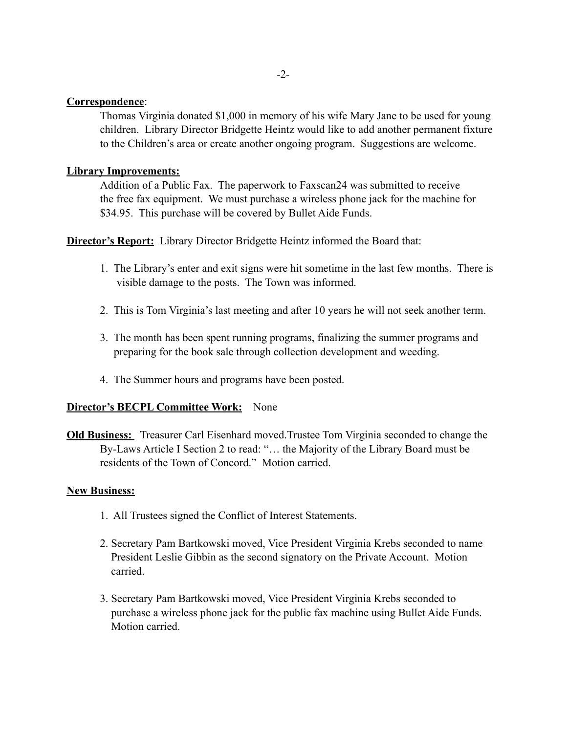**Correspondence**:

Thomas Virginia donated $1,000 in memory of his wife Mary Jane to be used for young children. Library Director Bridgette Heintz would like to add another permanent fixture to the Children's area or create another ongoing program. Suggestions are welcome.

**Library Improvements:**

Addition of a Public Fax. The paperwork to Faxscan24 was submitted to receive the free fax equipment. We must purchase a wireless phone jack for the machine for $34.95. This purchase will be covered by Bullet Aide Funds.

**Director's Report:** Library Director Bridgette Heintz informed the Board that:

1. The Library's enter and exit signs were hit sometime in the last few months. There is visible damage to the posts. The Town was informed.

2. This is Tom Virginia's last meeting and after 10 years he will not seek another term.

3. The month has been spent running programs, finalizing the summer programs and preparing for the book sale through collection development and weeding.

4. The Summer hours and programs have been posted.

**Director's BECPL Committee Work:** None

**Old Business:** Treasurer Carl Eisenhard moved.Trustee Tom Virginia seconded to change the By-Laws Article I Section 2 to read: "… the Majority of the Library Board must be residents of the Town of Concord." Motion carried.

**New Business:**

1. All Trustees signed the Conflict of Interest Statements.

2. Secretary Pam Bartkowski moved, Vice President Virginia Krebs seconded to name President Leslie Gibbin as the second signatory on the Private Account. Motion carried.

3. Secretary Pam Bartkowski moved, Vice President Virginia Krebs seconded to purchase a wireless phone jack for the public fax machine using Bullet Aide Funds. Motion carried.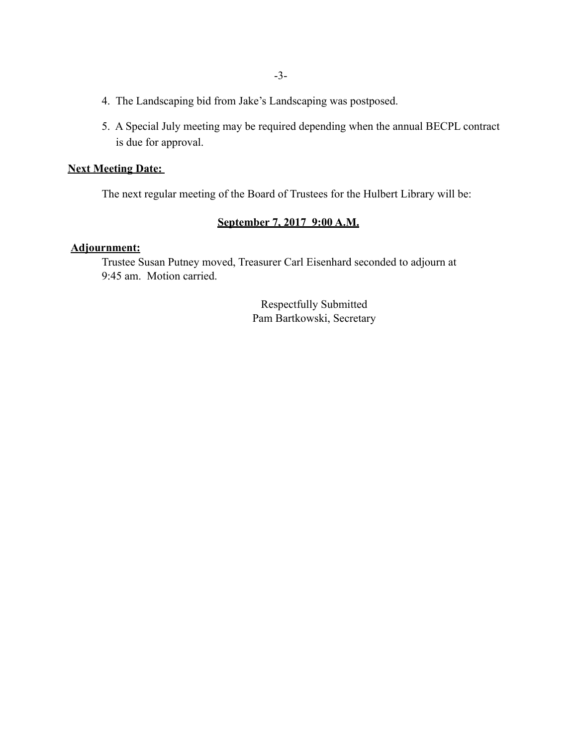4. The Landscaping bid from Jake's Landscaping was postposed.

5. A Special July meeting may be required depending when the annual BECPL contract is due for approval.

**Next Meeting Date:**

The next regular meeting of the Board of Trustees for the Hulbert Library will be:

**September 7, 2017 9:00 A.M.**

**Adjournment:**

Trustee Susan Putney moved, Treasurer Carl Eisenhard seconded to adjourn at 9:45 am. Motion carried.

Respectfully Submitted
Pam Bartkowski, Secretary